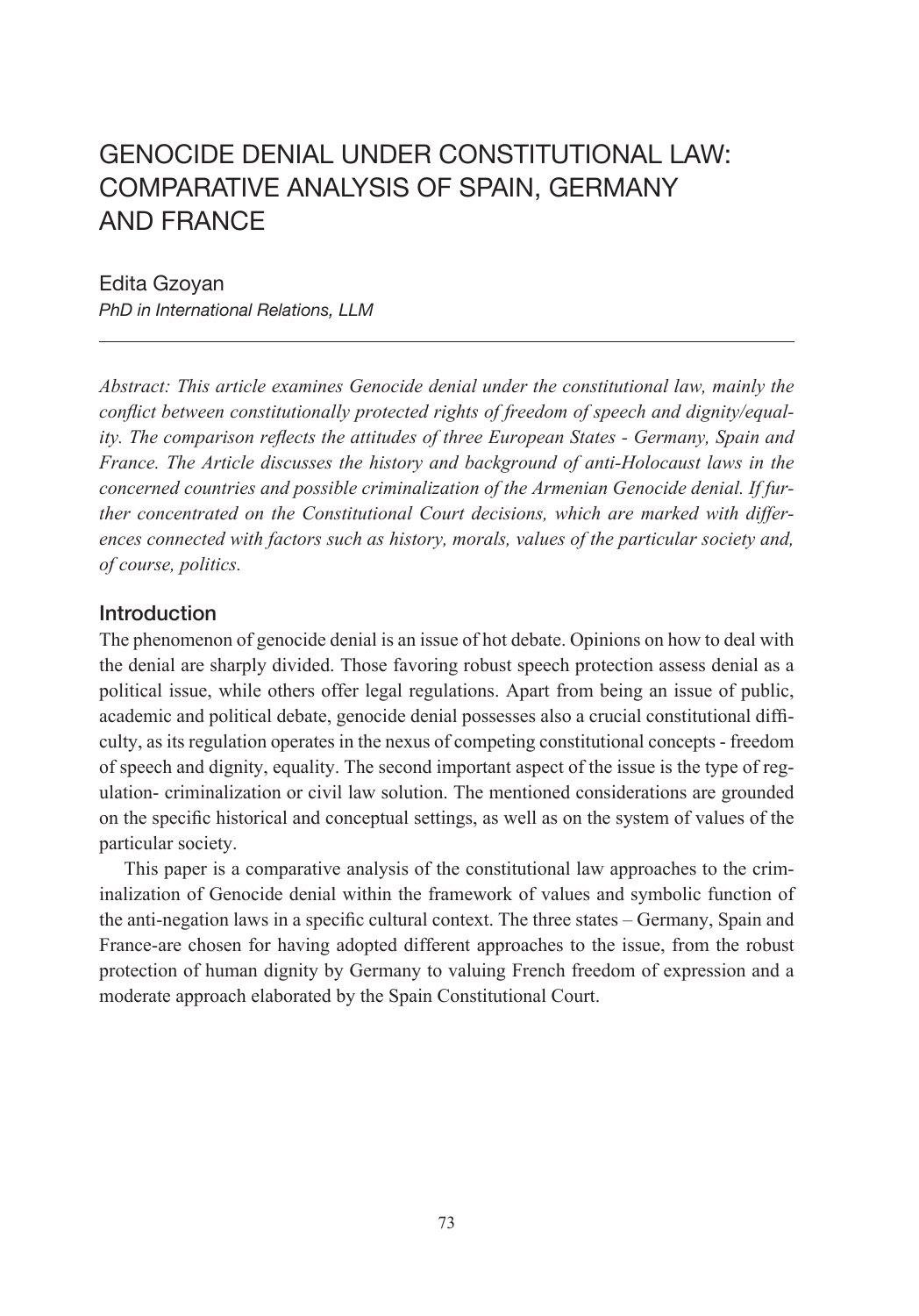# GENOCIDE DENIAL UNDER CONSTITUTIONAL LAW: COMPARATIVE ANALYSIS OF SPAIN, GERMANY AND FRANCE

Edita Gzoyan

*PhD in International Relations, LLM*

---

*Abstract: This article examines Genocide denial under the constitutional law, mainly the conflict between constitutionally protected rights of freedom of speech and dignity/equality. The comparison reflects the attitudes of three European States - Germany, Spain and France. The Article discusses the history and background of anti-Holocaust laws in the concerned countries and possible criminalization of the Armenian Genocide denial. If further concentrated on the Constitutional Court decisions, which are marked with differences connected with factors such as history, morals, values of the particular society and, of course, politics.*

## Introduction

The phenomenon of genocide denial is an issue of hot debate. Opinions on how to deal with the denial are sharply divided. Those favoring robust speech protection assess denial as a political issue, while others offer legal regulations. Apart from being an issue of public, academic and political debate, genocide denial possesses also a crucial constitutional difficulty, as its regulation operates in the nexus of competing constitutional concepts - freedom of speech and dignity, equality. The second important aspect of the issue is the type of regulation- criminalization or civil law solution. The mentioned considerations are grounded on the specific historical and conceptual settings, as well as on the system of values of the particular society.

This paper is a comparative analysis of the constitutional law approaches to the criminalization of Genocide denial within the framework of values and symbolic function of the anti-negation laws in a specific cultural context. The three states – Germany, Spain and France-are chosen for having adopted different approaches to the issue, from the robust protection of human dignity by Germany to valuing French freedom of expression and a moderate approach elaborated by the Spain Constitutional Court.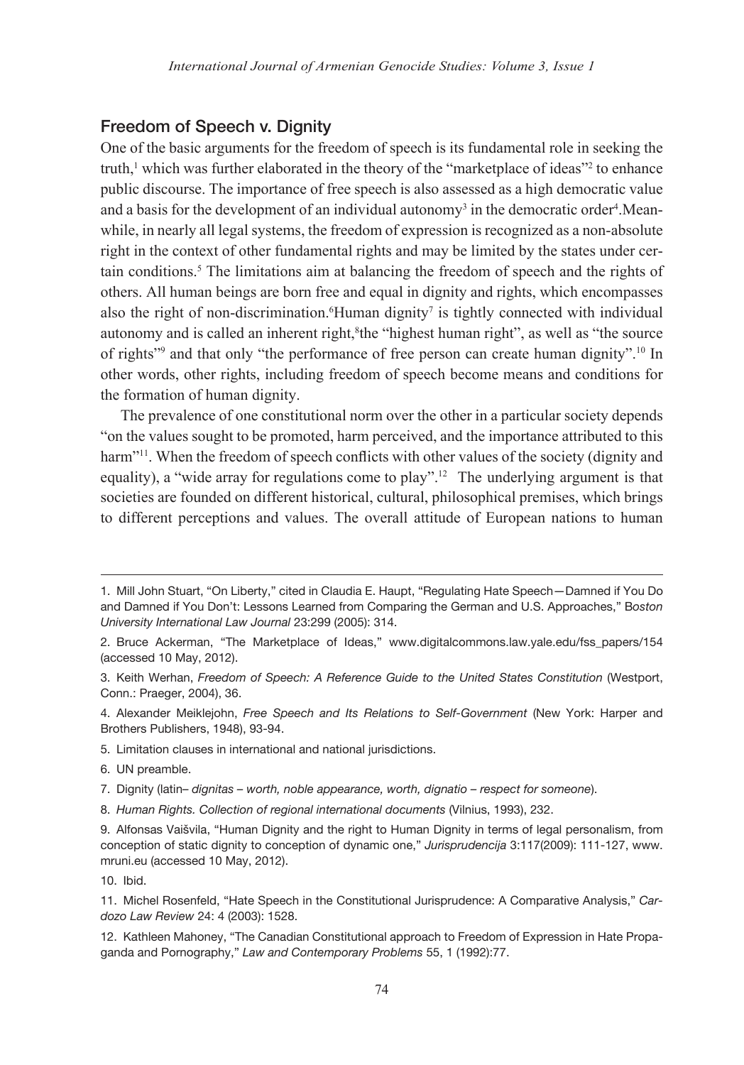## Freedom of Speech v. Dignity

One of the basic arguments for the freedom of speech is its fundamental role in seeking the truth,[1] which was further elaborated in the theory of the "marketplace of ideas"[2] to enhance public discourse. The importance of free speech is also assessed as a high democratic value and a basis for the development of an individual autonomy[3] in the democratic order[4].Meanwhile, in nearly all legal systems, the freedom of expression is recognized as a non-absolute right in the context of other fundamental rights and may be limited by the states under certain conditions.[5] The limitations aim at balancing the freedom of speech and the rights of others. All human beings are born free and equal in dignity and rights, which encompasses also the right of non-discrimination.[6]Human dignity[7] is tightly connected with individual autonomy and is called an inherent right,[8]the "highest human right", as well as "the source of rights"[9] and that only "the performance of free person can create human dignity".[10] In other words, other rights, including freedom of speech become means and conditions for the formation of human dignity.

The prevalence of one constitutional norm over the other in a particular society depends "on the values sought to be promoted, harm perceived, and the importance attributed to this harm"[11]. When the freedom of speech conflicts with other values of the society (dignity and equality), a "wide array for regulations come to play".[12] The underlying argument is that societies are founded on different historical, cultural, philosophical premises, which brings to different perceptions and values. The overall attitude of European nations to human

---

1. Mill John Stuart, "On Liberty," cited in Claudia E. Haupt, "Regulating Hate Speech—Damned if You Do and Damned if You Don't: Lessons Learned from Comparing the German and U.S. Approaches," *Boston University International Law Journal* 23:299 (2005): 314.

2. Bruce Ackerman, "The Marketplace of Ideas," www.digitalcommons.law.yale.edu/fss_papers/154 (accessed 10 May, 2012).

3. Keith Werhan, *Freedom of Speech: A Reference Guide to the United States Constitution* (Westport, Conn.: Praeger, 2004), 36.

4. Alexander Meiklejohn, *Free Speech and Its Relations to Self-Government* (New York: Harper and Brothers Publishers, 1948), 93-94.

5. Limitation clauses in international and national jurisdictions.

6. UN preamble.

7. Dignity (latin– *dignitas – worth, noble appearance, worth, dignatio – respect for someone*).

8. *Human Rights. Collection of regional international documents* (Vilnius, 1993), 232.

9. Alfonsas Vaišvila, "Human Dignity and the right to Human Dignity in terms of legal personalism, from conception of static dignity to conception of dynamic one," *Jurisprudencija* 3:117(2009): 111-127, www.mruni.eu (accessed 10 May, 2012).

10. Ibid.

11. Michel Rosenfeld, "Hate Speech in the Constitutional Jurisprudence: A Comparative Analysis," *Cardozo Law Review* 24: 4 (2003): 1528.

12. Kathleen Mahoney, "The Canadian Constitutional approach to Freedom of Expression in Hate Propaganda and Pornography," *Law and Contemporary Problems* 55, 1 (1992):77.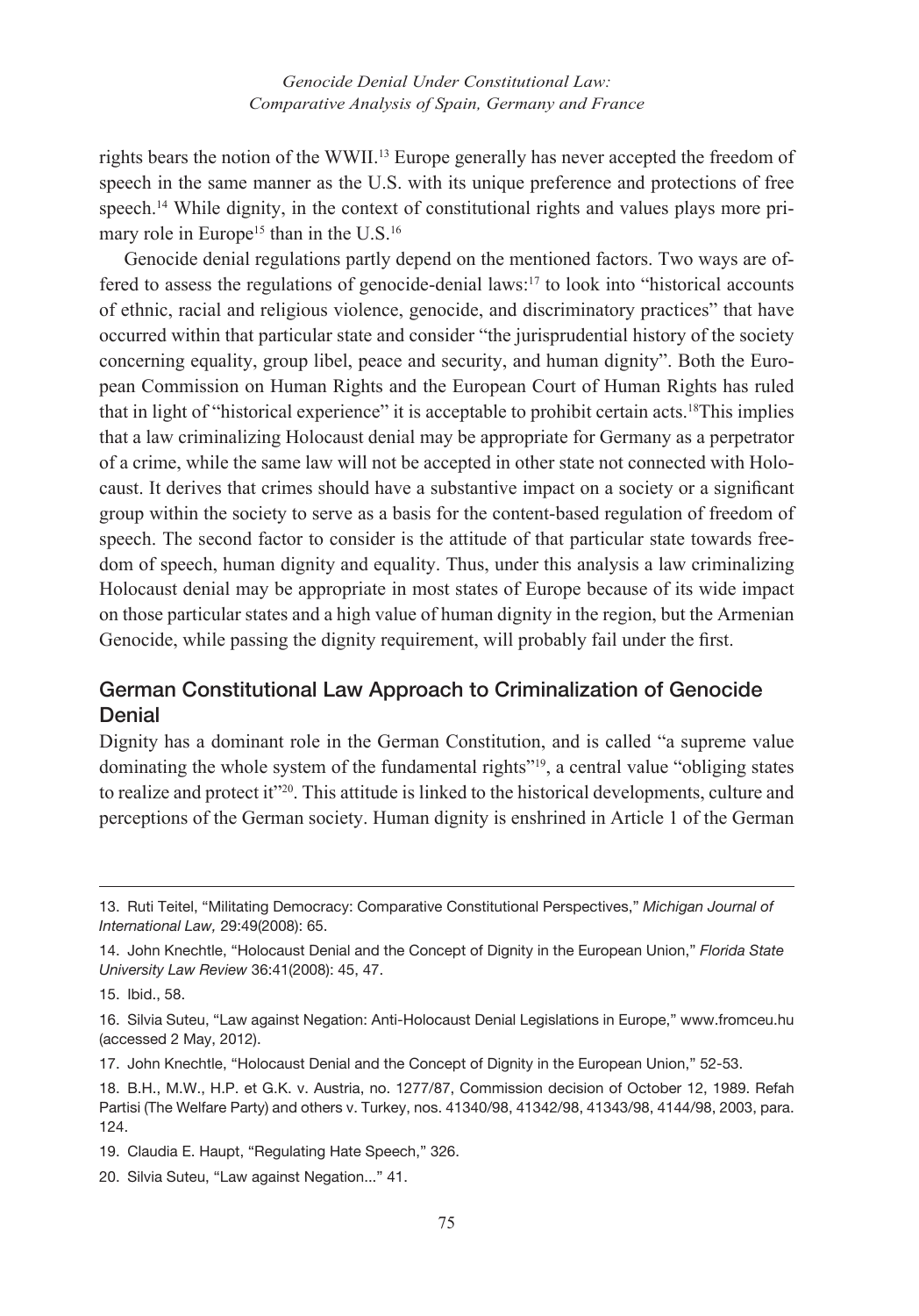rights bears the notion of the WWII.[13] Europe generally has never accepted the freedom of speech in the same manner as the U.S. with its unique preference and protections of free speech.[14] While dignity, in the context of constitutional rights and values plays more primary role in Europe[15] than in the U.S.[16]

Genocide denial regulations partly depend on the mentioned factors. Two ways are offered to assess the regulations of genocide-denial laws:[17] to look into "historical accounts of ethnic, racial and religious violence, genocide, and discriminatory practices" that have occurred within that particular state and consider "the jurisprudential history of the society concerning equality, group libel, peace and security, and human dignity". Both the European Commission on Human Rights and the European Court of Human Rights has ruled that in light of "historical experience" it is acceptable to prohibit certain acts.[18]This implies that a law criminalizing Holocaust denial may be appropriate for Germany as a perpetrator of a crime, while the same law will not be accepted in other state not connected with Holocaust. It derives that crimes should have a substantive impact on a society or a significant group within the society to serve as a basis for the content-based regulation of freedom of speech. The second factor to consider is the attitude of that particular state towards freedom of speech, human dignity and equality. Thus, under this analysis a law criminalizing Holocaust denial may be appropriate in most states of Europe because of its wide impact on those particular states and a high value of human dignity in the region, but the Armenian Genocide, while passing the dignity requirement, will probably fail under the first.

## German Constitutional Law Approach to Criminalization of Genocide Denial

Dignity has a dominant role in the German Constitution, and is called "a supreme value dominating the whole system of the fundamental rights"[19], a central value "obliging states to realize and protect it"[20]. This attitude is linked to the historical developments, culture and perceptions of the German society. Human dignity is enshrined in Article 1 of the German

---

13. Ruti Teitel, "Militating Democracy: Comparative Constitutional Perspectives," *Michigan Journal of International Law,* 29:49(2008): 65.

14. John Knechtle, "Holocaust Denial and the Concept of Dignity in the European Union," *Florida State University Law Review* 36:41(2008): 45, 47.

15. Ibid., 58.

16. Silvia Suteu, "Law against Negation: Anti-Holocaust Denial Legislations in Europe," www.fromceu.hu (accessed 2 May, 2012).

17. John Knechtle, "Holocaust Denial and the Concept of Dignity in the European Union," 52-53.

18. B.H., M.W., H.P. et G.K. v. Austria, no. 1277/87, Commission decision of October 12, 1989. Refah Partisi (The Welfare Party) and others v. Turkey, nos. 41340/98, 41342/98, 41343/98, 4144/98, 2003, para. 124.

19. Claudia E. Haupt, "Regulating Hate Speech," 326.

20. Silvia Suteu, "Law against Negation..." 41.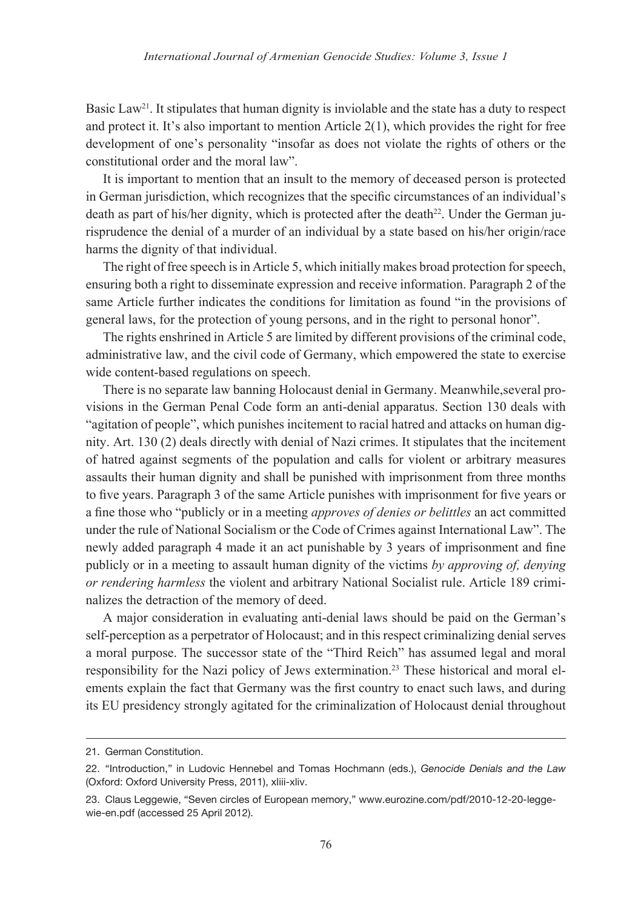Basic Law[21]. It stipulates that human dignity is inviolable and the state has a duty to respect and protect it. It's also important to mention Article 2(1), which provides the right for free development of one's personality "insofar as does not violate the rights of others or the constitutional order and the moral law".

It is important to mention that an insult to the memory of deceased person is protected in German jurisdiction, which recognizes that the specific circumstances of an individual's death as part of his/her dignity, which is protected after the death[22]. Under the German jurisprudence the denial of a murder of an individual by a state based on his/her origin/race harms the dignity of that individual.

The right of free speech is in Article 5, which initially makes broad protection for speech, ensuring both a right to disseminate expression and receive information. Paragraph 2 of the same Article further indicates the conditions for limitation as found "in the provisions of general laws, for the protection of young persons, and in the right to personal honor".

The rights enshrined in Article 5 are limited by different provisions of the criminal code, administrative law, and the civil code of Germany, which empowered the state to exercise wide content-based regulations on speech.

There is no separate law banning Holocaust denial in Germany. Meanwhile,several provisions in the German Penal Code form an anti-denial apparatus. Section 130 deals with "agitation of people", which punishes incitement to racial hatred and attacks on human dignity. Art. 130 (2) deals directly with denial of Nazi crimes. It stipulates that the incitement of hatred against segments of the population and calls for violent or arbitrary measures assaults their human dignity and shall be punished with imprisonment from three months to five years. Paragraph 3 of the same Article punishes with imprisonment for five years or a fine those who "publicly or in a meeting *approves of denies or belittles* an act committed under the rule of National Socialism or the Code of Crimes against International Law". The newly added paragraph 4 made it an act punishable by 3 years of imprisonment and fine publicly or in a meeting to assault human dignity of the victims *by approving of, denying or rendering harmless* the violent and arbitrary National Socialist rule. Article 189 criminalizes the detraction of the memory of deed.

A major consideration in evaluating anti-denial laws should be paid on the German's self-perception as a perpetrator of Holocaust; and in this respect criminalizing denial serves a moral purpose. The successor state of the "Third Reich" has assumed legal and moral responsibility for the Nazi policy of Jews extermination.[23] These historical and moral elements explain the fact that Germany was the first country to enact such laws, and during its EU presidency strongly agitated for the criminalization of Holocaust denial throughout

---

21. German Constitution.

22. "Introduction," in Ludovic Hennebel and Tomas Hochmann (eds.), *Genocide Denials and the Law* (Oxford: Oxford University Press, 2011), xliii-xliv.

23. Claus Leggewie, "Seven circles of European memory," www.eurozine.com/pdf/2010-12-20-leggewie-en.pdf (accessed 25 April 2012).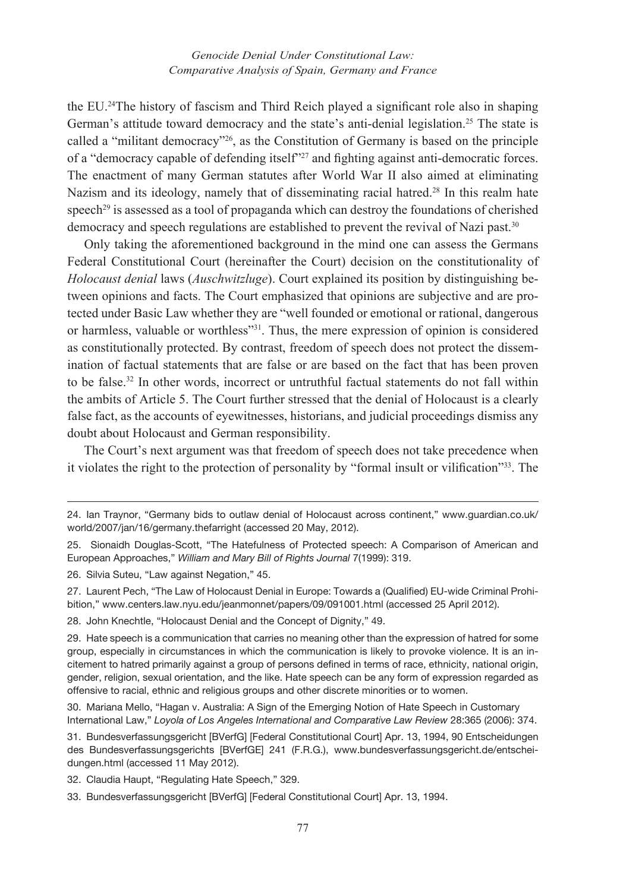the EU.[24]The history of fascism and Third Reich played a significant role also in shaping German's attitude toward democracy and the state's anti-denial legislation.[25] The state is called a "militant democracy"[26], as the Constitution of Germany is based on the principle of a "democracy capable of defending itself"[27] and fighting against anti-democratic forces. The enactment of many German statutes after World War II also aimed at eliminating Nazism and its ideology, namely that of disseminating racial hatred.[28] In this realm hate speech[29] is assessed as a tool of propaganda which can destroy the foundations of cherished democracy and speech regulations are established to prevent the revival of Nazi past.[30]

Only taking the aforementioned background in the mind one can assess the Germans Federal Constitutional Court (hereinafter the Court) decision on the constitutionality of *Holocaust denial* laws (*Auschwitzluge*). Court explained its position by distinguishing between opinions and facts. The Court emphasized that opinions are subjective and are protected under Basic Law whether they are "well founded or emotional or rational, dangerous or harmless, valuable or worthless"[31]. Thus, the mere expression of opinion is considered as constitutionally protected. By contrast, freedom of speech does not protect the dissemination of factual statements that are false or are based on the fact that has been proven to be false.[32] In other words, incorrect or untruthful factual statements do not fall within the ambits of Article 5. The Court further stressed that the denial of Holocaust is a clearly false fact, as the accounts of eyewitnesses, historians, and judicial proceedings dismiss any doubt about Holocaust and German responsibility.

The Court's next argument was that freedom of speech does not take precedence when it violates the right to the protection of personality by "formal insult or vilification"[33]. The

---

24. Ian Traynor, "Germany bids to outlaw denial of Holocaust across continent," www.guardian.co.uk/world/2007/jan/16/germany.thefarright (accessed 20 May, 2012).

25. Sionaidh Douglas-Scott, "The Hatefulness of Protected speech: A Comparison of American and European Approaches," *William and Mary Bill of Rights Journal* 7(1999): 319.

26. Silvia Suteu, "Law against Negation," 45.

27. Laurent Pech, "The Law of Holocaust Denial in Europe: Towards a (Qualified) EU-wide Criminal Prohibition," www.centers.law.nyu.edu/jeanmonnet/papers/09/091001.html (accessed 25 April 2012).

28. John Knechtle, "Holocaust Denial and the Concept of Dignity," 49.

29. Hate speech is a communication that carries no meaning other than the expression of hatred for some group, especially in circumstances in which the communication is likely to provoke violence. It is an incitement to hatred primarily against a group of persons defined in terms of race, ethnicity, national origin, gender, religion, sexual orientation, and the like. Hate speech can be any form of expression regarded as offensive to racial, ethnic and religious groups and other discrete minorities or to women.

30. Mariana Mello, "Hagan v. Australia: A Sign of the Emerging Notion of Hate Speech in Customary International Law," *Loyola of Los Angeles International and Comparative Law Review* 28:365 (2006): 374.

31. Bundesverfassungsgericht [BVerfG] [Federal Constitutional Court] Apr. 13, 1994, 90 Entscheidungen des Bundesverfassungsgerichts [BVerfGE] 241 (F.R.G.), www.bundesverfassungsgericht.de/entscheidungen.html (accessed 11 May 2012).

32. Claudia Haupt, "Regulating Hate Speech," 329.

33. Bundesverfassungsgericht [BVerfG] [Federal Constitutional Court] Apr. 13, 1994.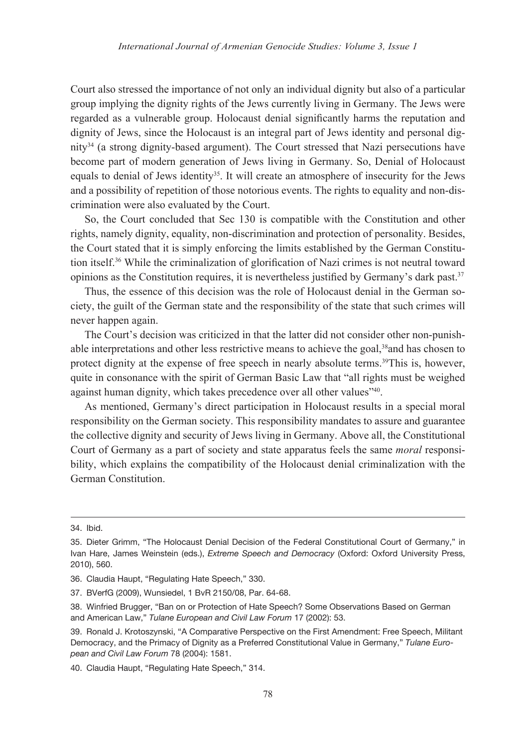Court also stressed the importance of not only an individual dignity but also of a particular group implying the dignity rights of the Jews currently living in Germany. The Jews were regarded as a vulnerable group. Holocaust denial significantly harms the reputation and dignity of Jews, since the Holocaust is an integral part of Jews identity and personal dignity[34] (a strong dignity-based argument). The Court stressed that Nazi persecutions have become part of modern generation of Jews living in Germany. So, Denial of Holocaust equals to denial of Jews identity[35]. It will create an atmosphere of insecurity for the Jews and a possibility of repetition of those notorious events. The rights to equality and non-discrimination were also evaluated by the Court.

So, the Court concluded that Sec 130 is compatible with the Constitution and other rights, namely dignity, equality, non-discrimination and protection of personality. Besides, the Court stated that it is simply enforcing the limits established by the German Constitution itself.[36] While the criminalization of glorification of Nazi crimes is not neutral toward opinions as the Constitution requires, it is nevertheless justified by Germany's dark past.[37]

Thus, the essence of this decision was the role of Holocaust denial in the German society, the guilt of the German state and the responsibility of the state that such crimes will never happen again.

The Court's decision was criticized in that the latter did not consider other non-punishable interpretations and other less restrictive means to achieve the goal,[38]and has chosen to protect dignity at the expense of free speech in nearly absolute terms.[39]This is, however, quite in consonance with the spirit of German Basic Law that "all rights must be weighed against human dignity, which takes precedence over all other values"[40].

As mentioned, Germany's direct participation in Holocaust results in a special moral responsibility on the German society. This responsibility mandates to assure and guarantee the collective dignity and security of Jews living in Germany. Above all, the Constitutional Court of Germany as a part of society and state apparatus feels the same *moral* responsibility, which explains the compatibility of the Holocaust denial criminalization with the German Constitution.

---

34. Ibid.

35. Dieter Grimm, "The Holocaust Denial Decision of the Federal Constitutional Court of Germany," in Ivan Hare, James Weinstein (eds.), *Extreme Speech and Democracy* (Oxford: Oxford University Press, 2010), 560.

36. Claudia Haupt, "Regulating Hate Speech," 330.

37. BVerfG (2009), Wunsiedel, 1 BvR 2150/08, Par. 64-68.

38. Winfried Brugger, "Ban on or Protection of Hate Speech? Some Observations Based on German and American Law," *Tulane European and Civil Law Forum* 17 (2002): 53.

39. Ronald J. Krotoszynski, "A Comparative Perspective on the First Amendment: Free Speech, Militant Democracy, and the Primacy of Dignity as a Preferred Constitutional Value in Germany," *Tulane European and Civil Law Forum* 78 (2004): 1581.

40. Claudia Haupt, "Regulating Hate Speech," 314.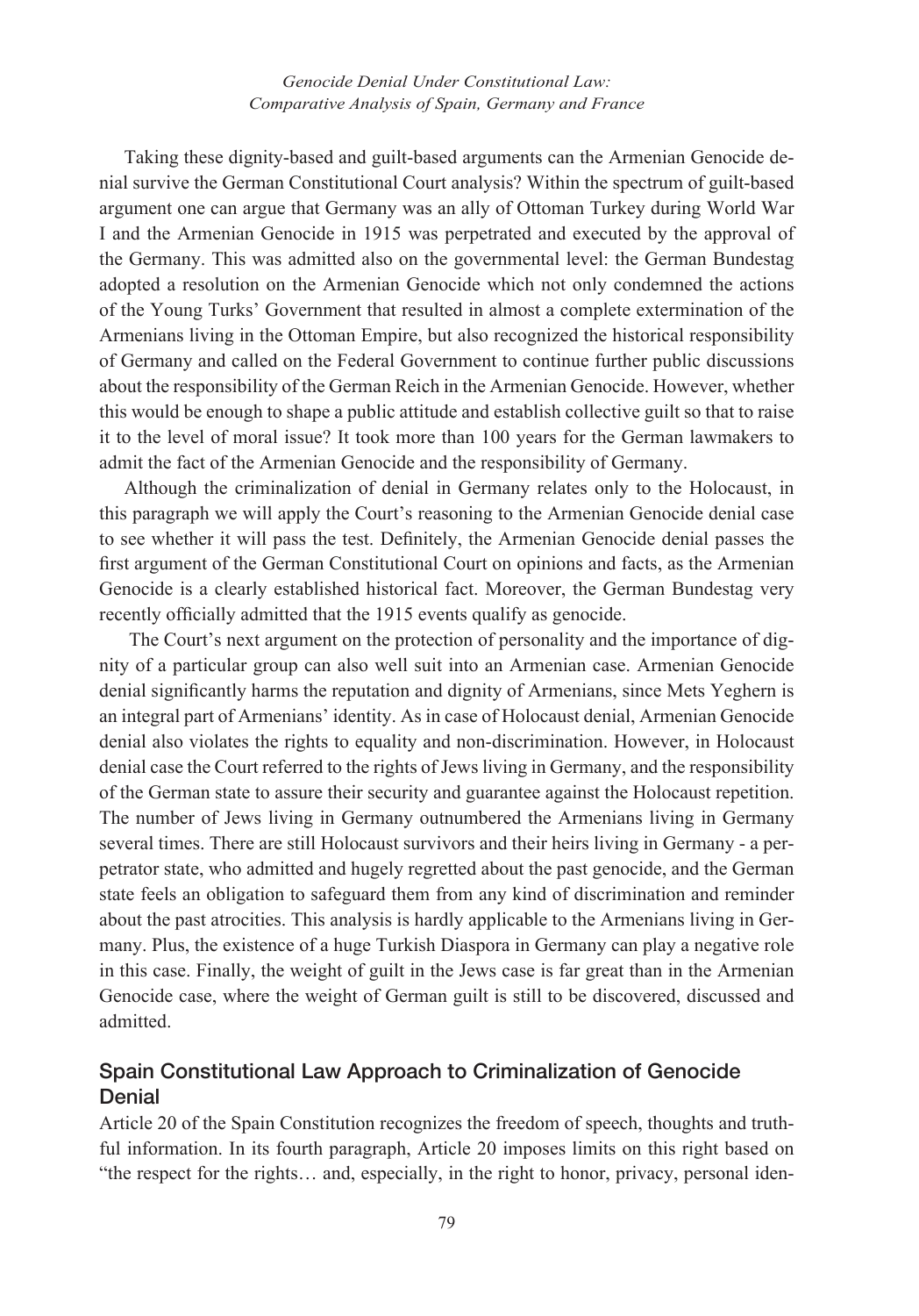Taking these dignity-based and guilt-based arguments can the Armenian Genocide denial survive the German Constitutional Court analysis? Within the spectrum of guilt-based argument one can argue that Germany was an ally of Ottoman Turkey during World War I and the Armenian Genocide in 1915 was perpetrated and executed by the approval of the Germany. This was admitted also on the governmental level: the German Bundestag adopted a resolution on the Armenian Genocide which not only condemned the actions of the Young Turks' Government that resulted in almost a complete extermination of the Armenians living in the Ottoman Empire, but also recognized the historical responsibility of Germany and called on the Federal Government to continue further public discussions about the responsibility of the German Reich in the Armenian Genocide. However, whether this would be enough to shape a public attitude and establish collective guilt so that to raise it to the level of moral issue? It took more than 100 years for the German lawmakers to admit the fact of the Armenian Genocide and the responsibility of Germany.

Although the criminalization of denial in Germany relates only to the Holocaust, in this paragraph we will apply the Court's reasoning to the Armenian Genocide denial case to see whether it will pass the test. Definitely, the Armenian Genocide denial passes the first argument of the German Constitutional Court on opinions and facts, as the Armenian Genocide is a clearly established historical fact. Moreover, the German Bundestag very recently officially admitted that the 1915 events qualify as genocide.

The Court's next argument on the protection of personality and the importance of dignity of a particular group can also well suit into an Armenian case. Armenian Genocide denial significantly harms the reputation and dignity of Armenians, since Mets Yeghern is an integral part of Armenians' identity. As in case of Holocaust denial, Armenian Genocide denial also violates the rights to equality and non-discrimination. However, in Holocaust denial case the Court referred to the rights of Jews living in Germany, and the responsibility of the German state to assure their security and guarantee against the Holocaust repetition. The number of Jews living in Germany outnumbered the Armenians living in Germany several times. There are still Holocaust survivors and their heirs living in Germany - a perpetrator state, who admitted and hugely regretted about the past genocide, and the German state feels an obligation to safeguard them from any kind of discrimination and reminder about the past atrocities. This analysis is hardly applicable to the Armenians living in Germany. Plus, the existence of a huge Turkish Diaspora in Germany can play a negative role in this case. Finally, the weight of guilt in the Jews case is far great than in the Armenian Genocide case, where the weight of German guilt is still to be discovered, discussed and admitted.

## Spain Constitutional Law Approach to Criminalization of Genocide Denial

Article 20 of the Spain Constitution recognizes the freedom of speech, thoughts and truthful information. In its fourth paragraph, Article 20 imposes limits on this right based on "the respect for the rights… and, especially, in the right to honor, privacy, personal iden-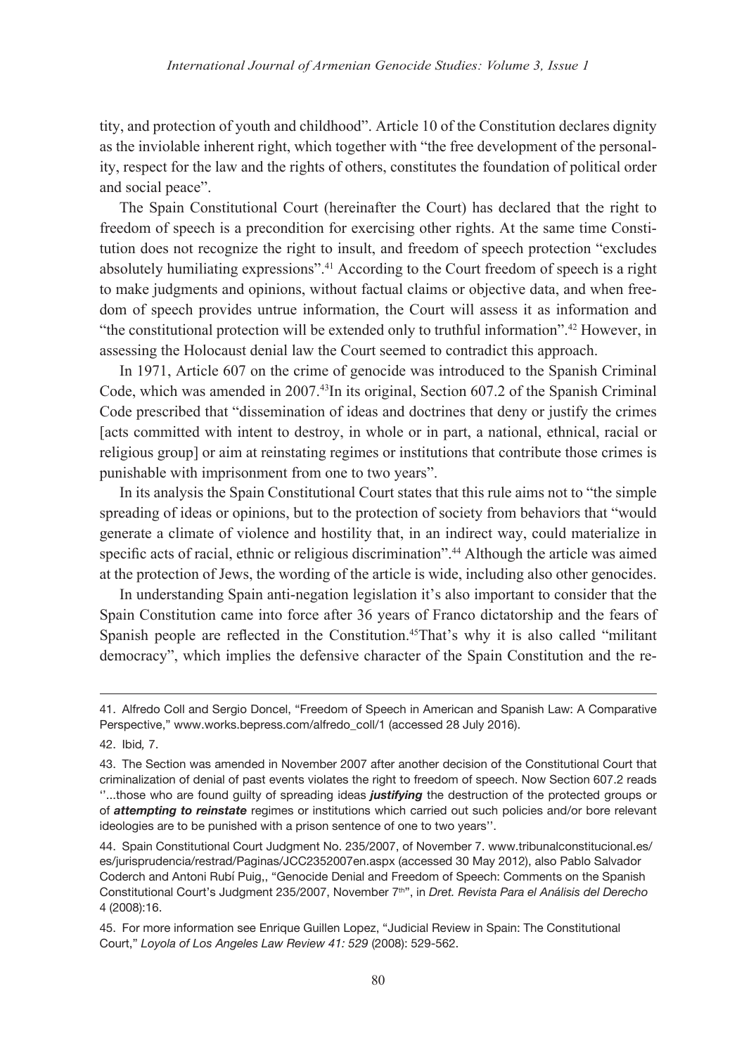tity, and protection of youth and childhood". Article 10 of the Constitution declares dignity as the inviolable inherent right, which together with "the free development of the personality, respect for the law and the rights of others, constitutes the foundation of political order and social peace".

The Spain Constitutional Court (hereinafter the Court) has declared that the right to freedom of speech is a precondition for exercising other rights. At the same time Constitution does not recognize the right to insult, and freedom of speech protection "excludes absolutely humiliating expressions".[41] According to the Court freedom of speech is a right to make judgments and opinions, without factual claims or objective data, and when freedom of speech provides untrue information, the Court will assess it as information and "the constitutional protection will be extended only to truthful information".[42] However, in assessing the Holocaust denial law the Court seemed to contradict this approach.

In 1971, Article 607 on the crime of genocide was introduced to the Spanish Criminal Code, which was amended in 2007.[43]In its original, Section 607.2 of the Spanish Criminal Code prescribed that "dissemination of ideas and doctrines that deny or justify the crimes [acts committed with intent to destroy, in whole or in part, a national, ethnical, racial or religious group] or aim at reinstating regimes or institutions that contribute those crimes is punishable with imprisonment from one to two years".

In its analysis the Spain Constitutional Court states that this rule aims not to "the simple spreading of ideas or opinions, but to the protection of society from behaviors that "would generate a climate of violence and hostility that, in an indirect way, could materialize in specific acts of racial, ethnic or religious discrimination".[44] Although the article was aimed at the protection of Jews, the wording of the article is wide, including also other genocides.

In understanding Spain anti-negation legislation it's also important to consider that the Spain Constitution came into force after 36 years of Franco dictatorship and the fears of Spanish people are reflected in the Constitution.[45]That's why it is also called "militant democracy", which implies the defensive character of the Spain Constitution and the re-

---

41. Alfredo Coll and Sergio Doncel, "Freedom of Speech in American and Spanish Law: A Comparative Perspective," www.works.bepress.com/alfredo_coll/1 (accessed 28 July 2016).

42. Ibid*,* 7.

43. The Section was amended in November 2007 after another decision of the Constitutional Court that criminalization of denial of past events violates the right to freedom of speech. Now Section 607.2 reads ''...those who are found guilty of spreading ideas ***justifying*** the destruction of the protected groups or of ***attempting to reinstate*** regimes or institutions which carried out such policies and/or bore relevant ideologies are to be punished with a prison sentence of one to two years''.

44. Spain Constitutional Court Judgment No. 235/2007, of November 7. www.tribunalconstitucional.es/es/jurisprudencia/restrad/Paginas/JCC2352007en.aspx (accessed 30 May 2012), also Pablo Salvador Coderch and Antoni Rubí Puig,, "Genocide Denial and Freedom of Speech: Comments on the Spanish Constitutional Court's Judgment 235/2007, November 7th", in *Dret. Revista Para el Análisis del Derecho* 4 (2008):16.

45. For more information see Enrique Guillen Lopez, "Judicial Review in Spain: The Constitutional Court," *Loyola of Los Angeles Law Review 41: 529* (2008): 529-562.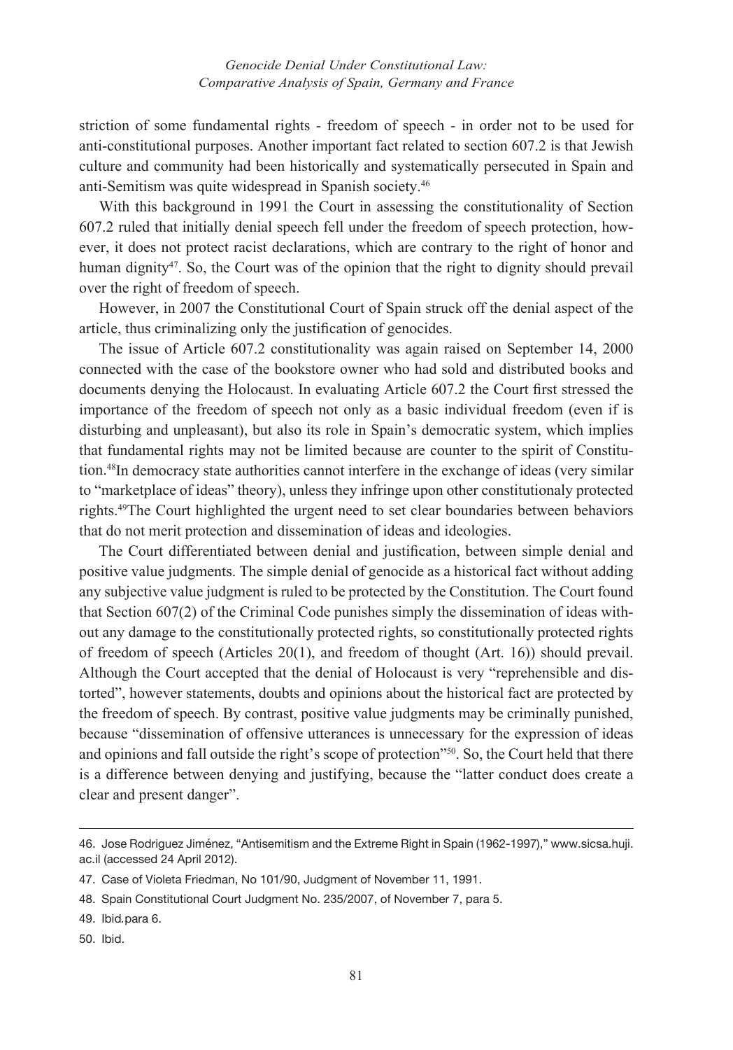striction of some fundamental rights - freedom of speech - in order not to be used for anti-constitutional purposes. Another important fact related to section 607.2 is that Jewish culture and community had been historically and systematically persecuted in Spain and anti-Semitism was quite widespread in Spanish society.[46]

With this background in 1991 the Court in assessing the constitutionality of Section 607.2 ruled that initially denial speech fell under the freedom of speech protection, however, it does not protect racist declarations, which are contrary to the right of honor and human dignity[47]. So, the Court was of the opinion that the right to dignity should prevail over the right of freedom of speech.

However, in 2007 the Constitutional Court of Spain struck off the denial aspect of the article, thus criminalizing only the justification of genocides.

The issue of Article 607.2 constitutionality was again raised on September 14, 2000 connected with the case of the bookstore owner who had sold and distributed books and documents denying the Holocaust. In evaluating Article 607.2 the Court first stressed the importance of the freedom of speech not only as a basic individual freedom (even if is disturbing and unpleasant), but also its role in Spain's democratic system, which implies that fundamental rights may not be limited because are counter to the spirit of Constitution.[48]In democracy state authorities cannot interfere in the exchange of ideas (very similar to "marketplace of ideas" theory), unless they infringe upon other constitutionaly protected rights.[49]The Court highlighted the urgent need to set clear boundaries between behaviors that do not merit protection and dissemination of ideas and ideologies.

The Court differentiated between denial and justification, between simple denial and positive value judgments. The simple denial of genocide as a historical fact without adding any subjective value judgment is ruled to be protected by the Constitution. The Court found that Section 607(2) of the Criminal Code punishes simply the dissemination of ideas without any damage to the constitutionally protected rights, so constitutionally protected rights of freedom of speech (Articles 20(1), and freedom of thought (Art. 16)) should prevail. Although the Court accepted that the denial of Holocaust is very "reprehensible and distorted", however statements, doubts and opinions about the historical fact are protected by the freedom of speech. By contrast, positive value judgments may be criminally punished, because "dissemination of offensive utterances is unnecessary for the expression of ideas and opinions and fall outside the right's scope of protection"[50]. So, the Court held that there is a difference between denying and justifying, because the "latter conduct does create a clear and present danger".

---

46. Jose Rodriguez Jiménez, "Antisemitism and the Extreme Right in Spain (1962-1997)," www.sicsa.huji.ac.il (accessed 24 April 2012).

47. Case of Violeta Friedman, No 101/90, Judgment of November 11, 1991.

48. Spain Constitutional Court Judgment No. 235/2007, of November 7, para 5.

49. Ibid.para 6.

50. Ibid.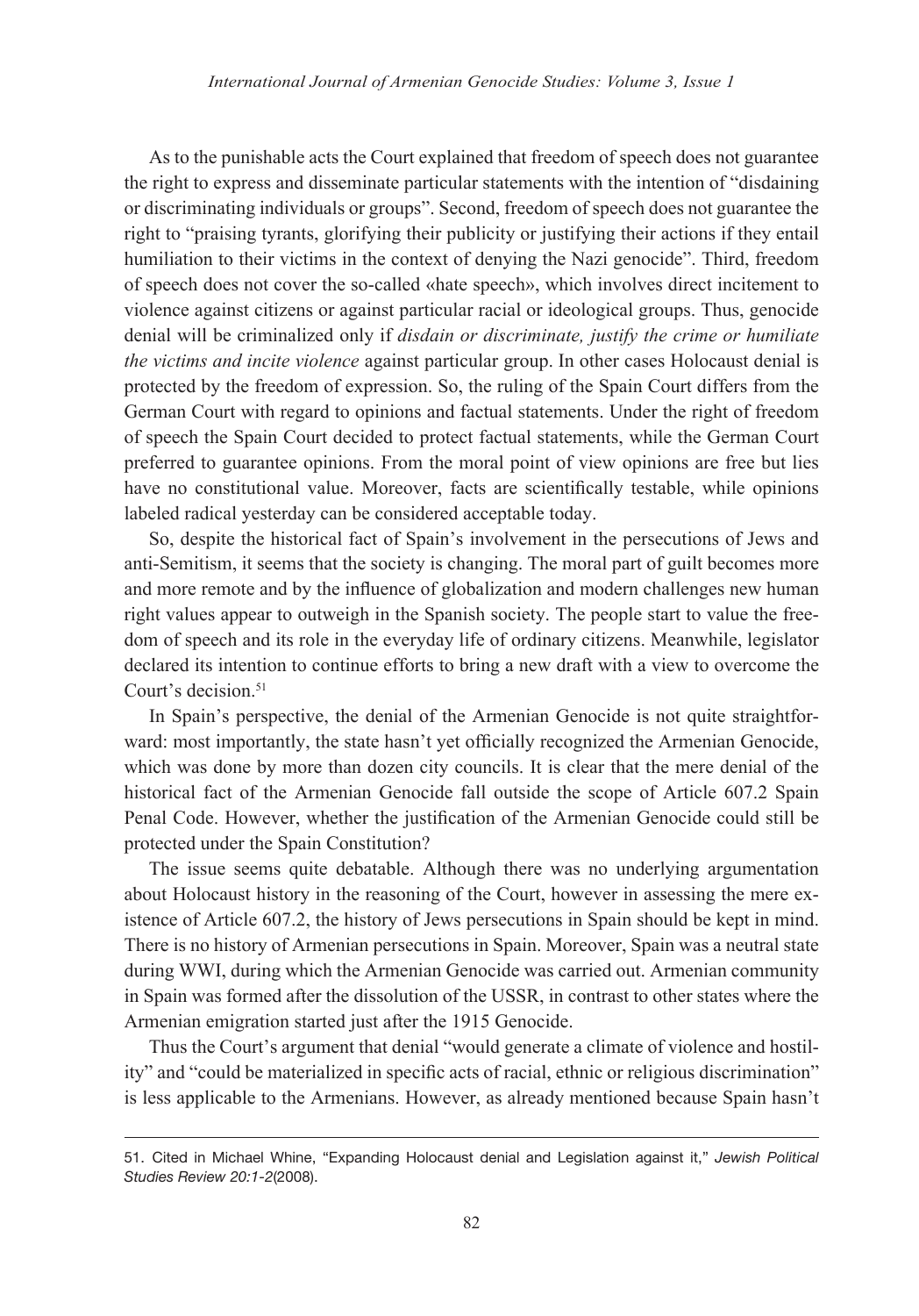As to the punishable acts the Court explained that freedom of speech does not guarantee the right to express and disseminate particular statements with the intention of "disdaining or discriminating individuals or groups". Second, freedom of speech does not guarantee the right to "praising tyrants, glorifying their publicity or justifying their actions if they entail humiliation to their victims in the context of denying the Nazi genocide". Third, freedom of speech does not cover the so-called «hate speech», which involves direct incitement to violence against citizens or against particular racial or ideological groups. Thus, genocide denial will be criminalized only if *disdain or discriminate, justify the crime or humiliate the victims and incite violence* against particular group. In other cases Holocaust denial is protected by the freedom of expression. So, the ruling of the Spain Court differs from the German Court with regard to opinions and factual statements. Under the right of freedom of speech the Spain Court decided to protect factual statements, while the German Court preferred to guarantee opinions. From the moral point of view opinions are free but lies have no constitutional value. Moreover, facts are scientifically testable, while opinions labeled radical yesterday can be considered acceptable today.

So, despite the historical fact of Spain's involvement in the persecutions of Jews and anti-Semitism, it seems that the society is changing. The moral part of guilt becomes more and more remote and by the influence of globalization and modern challenges new human right values appear to outweigh in the Spanish society. The people start to value the freedom of speech and its role in the everyday life of ordinary citizens. Meanwhile, legislator declared its intention to continue efforts to bring a new draft with a view to overcome the Court's decision.[51]

In Spain's perspective, the denial of the Armenian Genocide is not quite straightforward: most importantly, the state hasn't yet officially recognized the Armenian Genocide, which was done by more than dozen city councils. It is clear that the mere denial of the historical fact of the Armenian Genocide fall outside the scope of Article 607.2 Spain Penal Code. However, whether the justification of the Armenian Genocide could still be protected under the Spain Constitution?

The issue seems quite debatable. Although there was no underlying argumentation about Holocaust history in the reasoning of the Court, however in assessing the mere existence of Article 607.2, the history of Jews persecutions in Spain should be kept in mind. There is no history of Armenian persecutions in Spain. Moreover, Spain was a neutral state during WWI, during which the Armenian Genocide was carried out. Armenian community in Spain was formed after the dissolution of the USSR, in contrast to other states where the Armenian emigration started just after the 1915 Genocide.

Thus the Court's argument that denial "would generate a climate of violence and hostility" and "could be materialized in specific acts of racial, ethnic or religious discrimination" is less applicable to the Armenians. However, as already mentioned because Spain hasn't

---

51. Cited in Michael Whine, "Expanding Holocaust denial and Legislation against it," *Jewish Political Studies Review 20:1-2*(2008).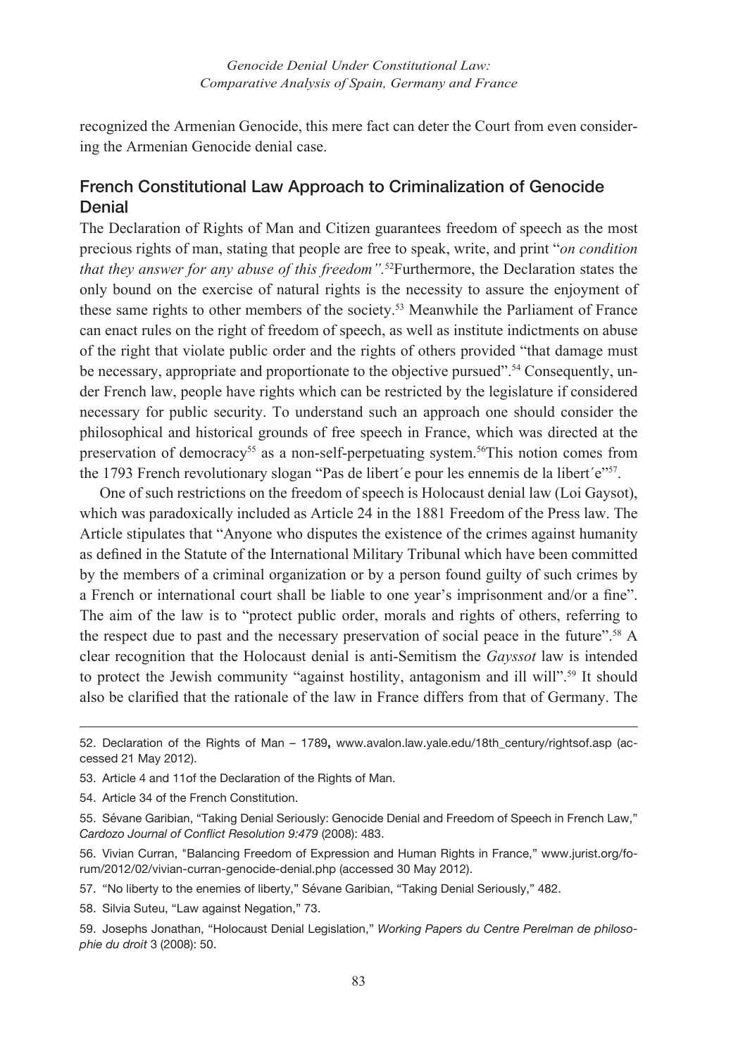recognized the Armenian Genocide, this mere fact can deter the Court from even considering the Armenian Genocide denial case.

## French Constitutional Law Approach to Criminalization of Genocide Denial

The Declaration of Rights of Man and Citizen guarantees freedom of speech as the most precious rights of man, stating that people are free to speak, write, and print "*on condition that they answer for any abuse of this freedom"*.[52]Furthermore, the Declaration states the only bound on the exercise of natural rights is the necessity to assure the enjoyment of these same rights to other members of the society.[53] Meanwhile the Parliament of France can enact rules on the right of freedom of speech, as well as institute indictments on abuse of the right that violate public order and the rights of others provided "that damage must be necessary, appropriate and proportionate to the objective pursued".[54] Consequently, under French law, people have rights which can be restricted by the legislature if considered necessary for public security. To understand such an approach one should consider the philosophical and historical grounds of free speech in France, which was directed at the preservation of democracy[55] as a non-self-perpetuating system.[56]This notion comes from the 1793 French revolutionary slogan "Pas de libert´e pour les ennemis de la libert´e"[57].

One of such restrictions on the freedom of speech is Holocaust denial law (Loi Gaysot), which was paradoxically included as Article 24 in the 1881 Freedom of the Press law. The Article stipulates that "Anyone who disputes the existence of the crimes against humanity as defined in the Statute of the International Military Tribunal which have been committed by the members of a criminal organization or by a person found guilty of such crimes by a French or international court shall be liable to one year's imprisonment and/or a fine". The aim of the law is to "protect public order, morals and rights of others, referring to the respect due to past and the necessary preservation of social peace in the future".[58] A clear recognition that the Holocaust denial is anti-Semitism the *Gayssot* law is intended to protect the Jewish community "against hostility, antagonism and ill will".[59] It should also be clarified that the rationale of the law in France differs from that of Germany. The

---

52. Declaration of the Rights of Man – 1789**,** www.avalon.law.yale.edu/18th_century/rightsof.asp (accessed 21 May 2012).

53. Article 4 and 11of the Declaration of the Rights of Man.

54. Article 34 of the French Constitution.

55. Sévane Garibian, "Taking Denial Seriously: Genocide Denial and Freedom of Speech in French Law," *Cardozo Journal of Conflict Resolution 9:479* (2008): 483.

56. Vivian Curran, "Balancing Freedom of Expression and Human Rights in France," www.jurist.org/forum/2012/02/vivian-curran-genocide-denial.php (accessed 30 May 2012).

57. "No liberty to the enemies of liberty," Sévane Garibian, "Taking Denial Seriously," 482.

58. Silvia Suteu, "Law against Negation," 73.

59. Josephs Jonathan, "Holocaust Denial Legislation," *Working Papers du Centre Perelman de philosophie du droit* 3 (2008): 50.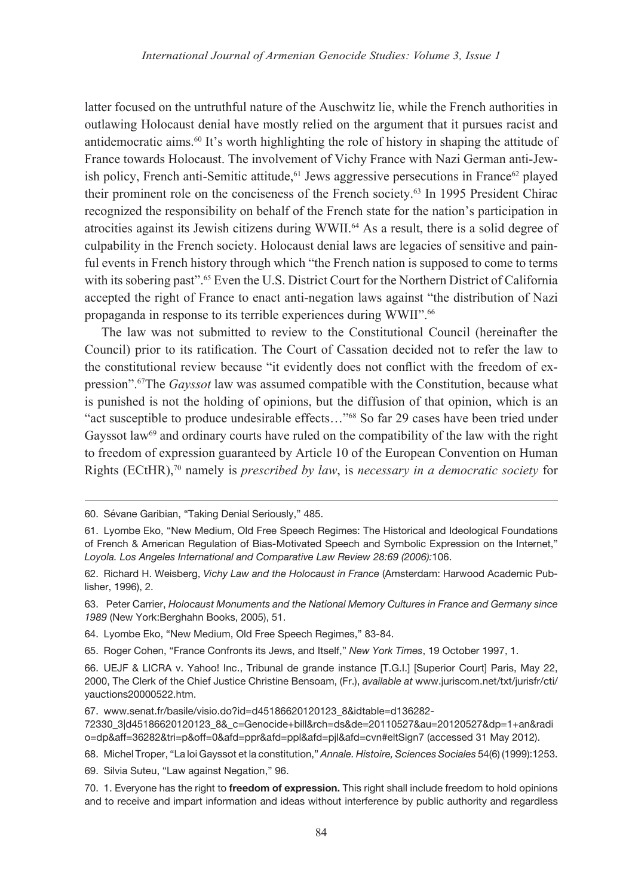latter focused on the untruthful nature of the Auschwitz lie, while the French authorities in outlawing Holocaust denial have mostly relied on the argument that it pursues racist and antidemocratic aims.[60] It's worth highlighting the role of history in shaping the attitude of France towards Holocaust. The involvement of Vichy France with Nazi German anti-Jewish policy, French anti-Semitic attitude,[61] Jews aggressive persecutions in France[62] played their prominent role on the conciseness of the French society.[63] In 1995 President Chirac recognized the responsibility on behalf of the French state for the nation's participation in atrocities against its Jewish citizens during WWII.[64] As a result, there is a solid degree of culpability in the French society. Holocaust denial laws are legacies of sensitive and painful events in French history through which "the French nation is supposed to come to terms with its sobering past".[65] Even the U.S. District Court for the Northern District of California accepted the right of France to enact anti-negation laws against "the distribution of Nazi propaganda in response to its terrible experiences during WWII".[66]

The law was not submitted to review to the Constitutional Council (hereinafter the Council) prior to its ratification. The Court of Cassation decided not to refer the law to the constitutional review because "it evidently does not conflict with the freedom of expression".[67]The *Gayssot* law was assumed compatible with the Constitution, because what is punished is not the holding of opinions, but the diffusion of that opinion, which is an "act susceptible to produce undesirable effects…"[68] So far 29 cases have been tried under Gayssot law[69] and ordinary courts have ruled on the compatibility of the law with the right to freedom of expression guaranteed by Article 10 of the European Convention on Human Rights (ECtHR),[70] namely is *prescribed by law*, is *necessary in a democratic society* for

---

60. Sévane Garibian, "Taking Denial Seriously," 485.

61. Lyombe Eko, "New Medium, Old Free Speech Regimes: The Historical and Ideological Foundations of French & American Regulation of Bias-Motivated Speech and Symbolic Expression on the Internet," *Loyola. Los Angeles International and Comparative Law Review 28:69 (2006):*106.

62. Richard H. Weisberg, *Vichy Law and the Holocaust in France* (Amsterdam: Harwood Academic Publisher, 1996), 2.

63. Peter Carrier, *Holocaust Monuments and the National Memory Cultures in France and Germany since 1989* (New York:Berghahn Books, 2005), 51.

64. Lyombe Eko, "New Medium, Old Free Speech Regimes," 83-84.

65. Roger Cohen, "France Confronts its Jews, and Itself," *New York Times*, 19 October 1997, 1.

66. UEJF & LICRA v. Yahoo! Inc., Tribunal de grande instance [T.G.I.] [Superior Court] Paris, May 22, 2000, The Clerk of the Chief Justice Christine Bensoam, (Fr.), *available at* www.juriscom.net/txt/jurisfr/cti/yauctions20000522.htm.

67. www.senat.fr/basile/visio.do?id=d45186620120123_8&idtable=d136282-72330_3|d45186620120123_8&_c=Genocide+bill&rch=ds&de=20110527&au=20120527&dp=1+an&radio=dp&aff=36282&tri=p&off=0&afd=ppr&afd=ppl&afd=pjl&afd=cvn#eltSign7 (accessed 31 May 2012).

68. Michel Troper, "La loi Gayssot et la constitution," *Annale. Histoire, Sciences Sociales* 54(6) (1999):1253.

69. Silvia Suteu, "Law against Negation," 96.

70. 1. Everyone has the right to **freedom of expression.** This right shall include freedom to hold opinions and to receive and impart information and ideas without interference by public authority and regardless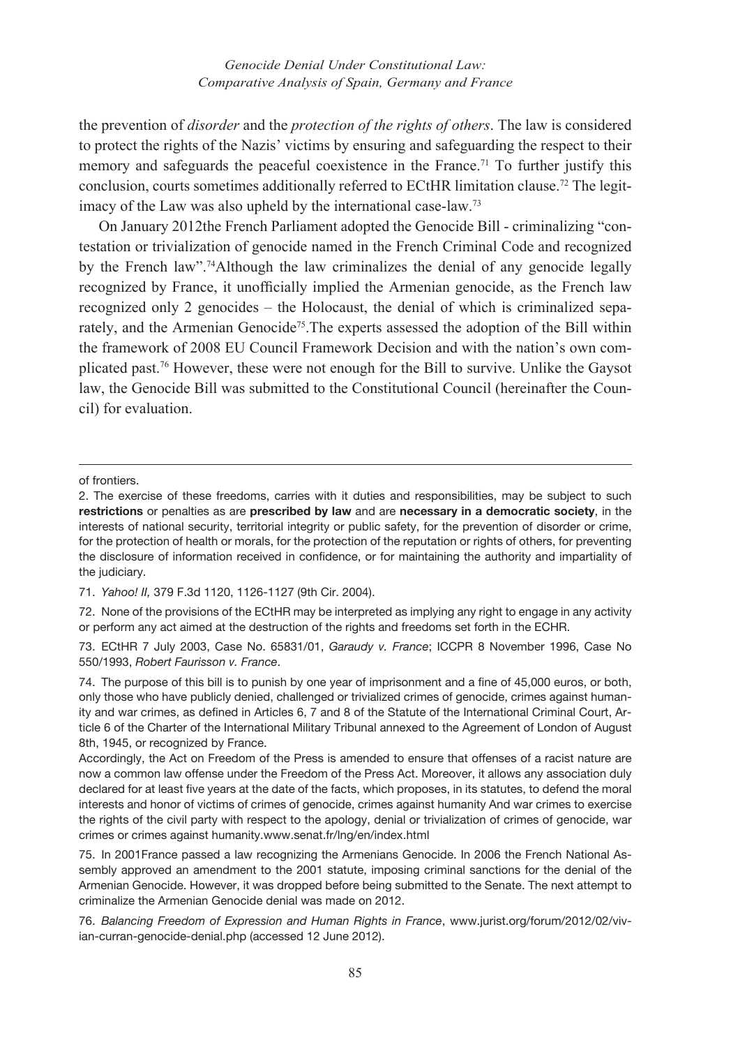the prevention of *disorder* and the *protection of the rights of others*. The law is considered to protect the rights of the Nazis' victims by ensuring and safeguarding the respect to their memory and safeguards the peaceful coexistence in the France.[71] To further justify this conclusion, courts sometimes additionally referred to ECtHR limitation clause.[72] The legitimacy of the Law was also upheld by the international case-law.[73]

On January 2012the French Parliament adopted the Genocide Bill - criminalizing "contestation or trivialization of genocide named in the French Criminal Code and recognized by the French law".[74]Although the law criminalizes the denial of any genocide legally recognized by France, it unofficially implied the Armenian genocide, as the French law recognized only 2 genocides – the Holocaust, the denial of which is criminalized separately, and the Armenian Genocide[75].The experts assessed the adoption of the Bill within the framework of 2008 EU Council Framework Decision and with the nation's own complicated past.[76] However, these were not enough for the Bill to survive. Unlike the Gaysot law, the Genocide Bill was submitted to the Constitutional Council (hereinafter the Council) for evaluation.

---

of frontiers.

2. The exercise of these freedoms, carries with it duties and responsibilities, may be subject to such **restrictions** or penalties as are **prescribed by law** and are **necessary in a democratic society**, in the interests of national security, territorial integrity or public safety, for the prevention of disorder or crime, for the protection of health or morals, for the protection of the reputation or rights of others, for preventing the disclosure of information received in confidence, or for maintaining the authority and impartiality of the judiciary.

71. *Yahoo! II,* 379 F.3d 1120, 1126-1127 (9th Cir. 2004).

72. None of the provisions of the ECtHR may be interpreted as implying any right to engage in any activity or perform any act aimed at the destruction of the rights and freedoms set forth in the ECHR.

73. ECtHR 7 July 2003, Case No. 65831/01, *Garaudy v. France*; ICCPR 8 November 1996, Case No 550/1993, *Robert Faurisson v. France*.

74. The purpose of this bill is to punish by one year of imprisonment and a fine of 45,000 euros, or both, only those who have publicly denied, challenged or trivialized crimes of genocide, crimes against humanity and war crimes, as defined in Articles 6, 7 and 8 of the Statute of the International Criminal Court, Article 6 of the Charter of the International Military Tribunal annexed to the Agreement of London of August 8th, 1945, or recognized by France.

Accordingly, the Act on Freedom of the Press is amended to ensure that offenses of a racist nature are now a common law offense under the Freedom of the Press Act. Moreover, it allows any association duly declared for at least five years at the date of the facts, which proposes, in its statutes, to defend the moral interests and honor of victims of crimes of genocide, crimes against humanity And war crimes to exercise the rights of the civil party with respect to the apology, denial or trivialization of crimes of genocide, war crimes or crimes against humanity.www.senat.fr/lng/en/index.html

75. In 2001France passed a law recognizing the Armenians Genocide. In 2006 the French National Assembly approved an amendment to the 2001 statute, imposing criminal sanctions for the denial of the Armenian Genocide. However, it was dropped before being submitted to the Senate. The next attempt to criminalize the Armenian Genocide denial was made on 2012.

76. *Balancing Freedom of Expression and Human Rights in France*, www.jurist.org/forum/2012/02/vivian-curran-genocide-denial.php (accessed 12 June 2012).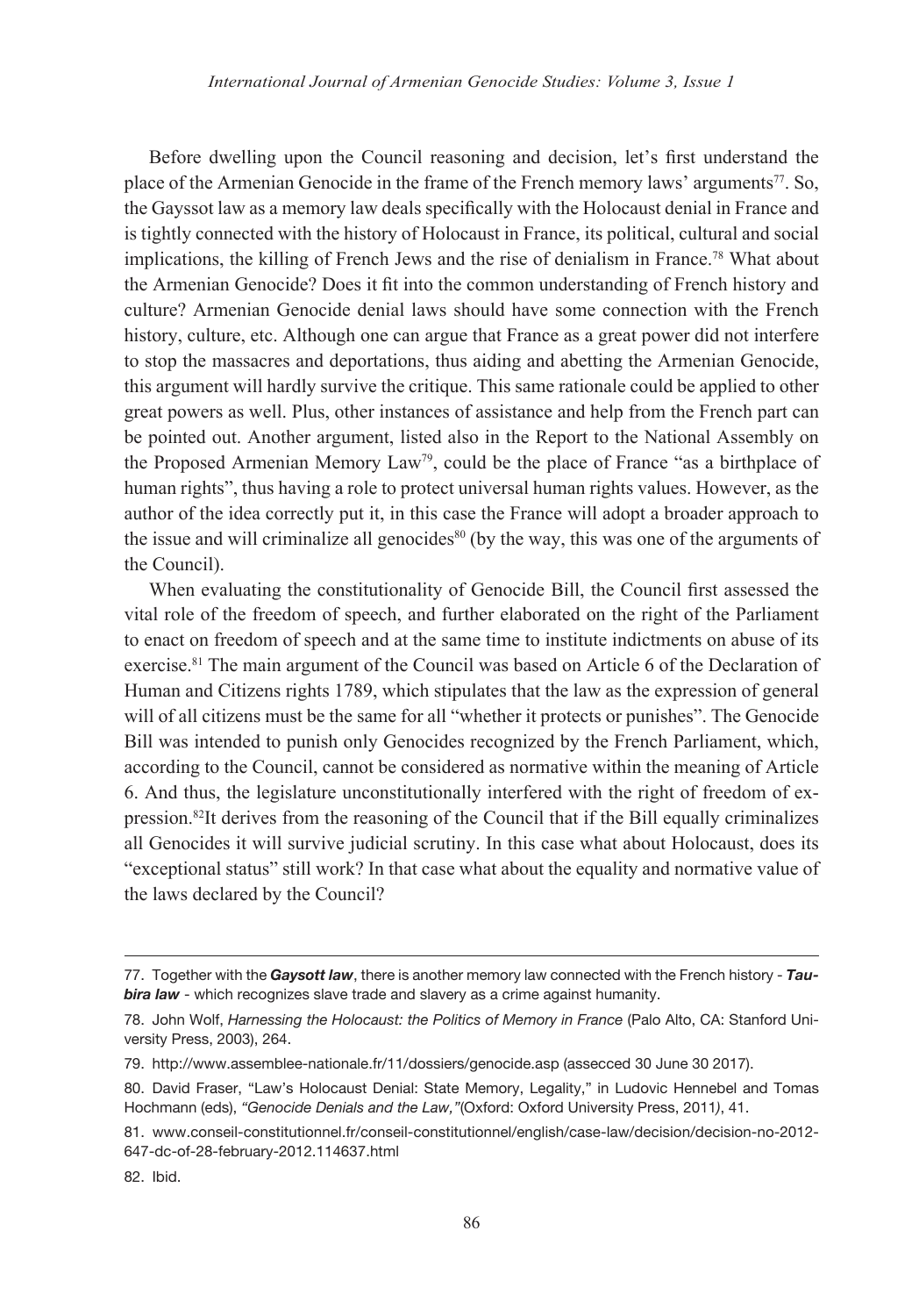Before dwelling upon the Council reasoning and decision, let's first understand the place of the Armenian Genocide in the frame of the French memory laws' arguments[77]. So, the Gayssot law as a memory law deals specifically with the Holocaust denial in France and is tightly connected with the history of Holocaust in France, its political, cultural and social implications, the killing of French Jews and the rise of denialism in France.[78] What about the Armenian Genocide? Does it fit into the common understanding of French history and culture? Armenian Genocide denial laws should have some connection with the French history, culture, etc. Although one can argue that France as a great power did not interfere to stop the massacres and deportations, thus aiding and abetting the Armenian Genocide, this argument will hardly survive the critique. This same rationale could be applied to other great powers as well. Plus, other instances of assistance and help from the French part can be pointed out. Another argument, listed also in the Report to the National Assembly on the Proposed Armenian Memory Law[79], could be the place of France "as a birthplace of human rights", thus having a role to protect universal human rights values. However, as the author of the idea correctly put it, in this case the France will adopt a broader approach to the issue and will criminalize all genocides[80] (by the way, this was one of the arguments of the Council).

When evaluating the constitutionality of Genocide Bill, the Council first assessed the vital role of the freedom of speech, and further elaborated on the right of the Parliament to enact on freedom of speech and at the same time to institute indictments on abuse of its exercise.[81] The main argument of the Council was based on Article 6 of the Declaration of Human and Citizens rights 1789, which stipulates that the law as the expression of general will of all citizens must be the same for all "whether it protects or punishes". The Genocide Bill was intended to punish only Genocides recognized by the French Parliament, which, according to the Council, cannot be considered as normative within the meaning of Article 6. And thus, the legislature unconstitutionally interfered with the right of freedom of expression.[82]It derives from the reasoning of the Council that if the Bill equally criminalizes all Genocides it will survive judicial scrutiny. In this case what about Holocaust, does its "exceptional status" still work? In that case what about the equality and normative value of the laws declared by the Council?

---

77. Together with the ***Gaysott law***, there is another memory law connected with the French history - ***Taubira law*** - which recognizes slave trade and slavery as a crime against humanity.

78. John Wolf, *Harnessing the Holocaust: the Politics of Memory in France* (Palo Alto, CA: Stanford University Press, 2003), 264.

79. http://www.assemblee-nationale.fr/11/dossiers/genocide.asp (assecced 30 June 30 2017).

80. David Fraser, "Law's Holocaust Denial: State Memory, Legality," in Ludovic Hennebel and Tomas Hochmann (eds), *"Genocide Denials and the Law,"*(Oxford: Oxford University Press, 2011*)*, 41.

81. www.conseil-constitutionnel.fr/conseil-constitutionnel/english/case-law/decision/decision-no-2012-647-dc-of-28-february-2012.114637.html

82. Ibid.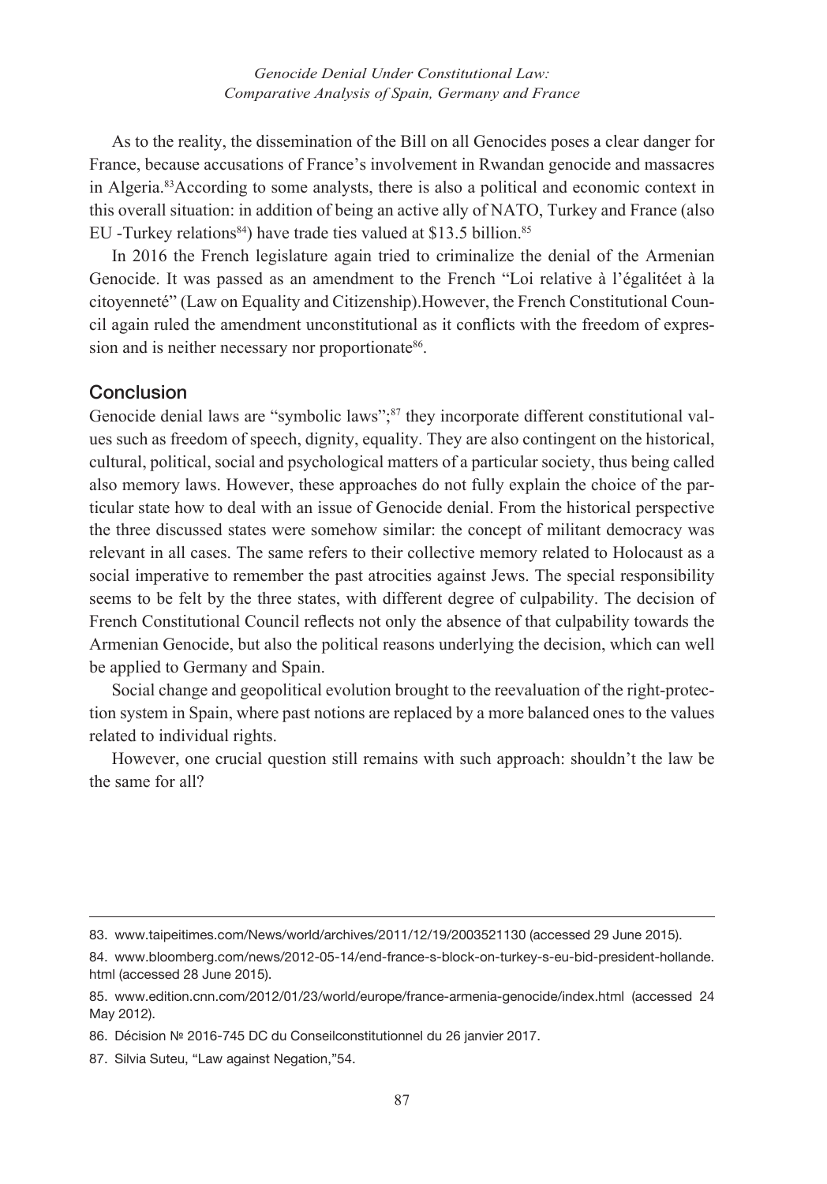As to the reality, the dissemination of the Bill on all Genocides poses a clear danger for France, because accusations of France's involvement in Rwandan genocide and massacres in Algeria.[83]According to some analysts, there is also a political and economic context in this overall situation: in addition of being an active ally of NATO, Turkey and France (also EU -Turkey relations[84]) have trade ties valued at \$13.5 billion.[85]

In 2016 the French legislature again tried to criminalize the denial of the Armenian Genocide. It was passed as an amendment to the French "Loi relative à l'égalitéet à la citoyenneté" (Law on Equality and Citizenship).However, the French Constitutional Council again ruled the amendment unconstitutional as it conflicts with the freedom of expression and is neither necessary nor proportionate[86].

## Conclusion

Genocide denial laws are "symbolic laws";[87] they incorporate different constitutional values such as freedom of speech, dignity, equality. They are also contingent on the historical, cultural, political, social and psychological matters of a particular society, thus being called also memory laws. However, these approaches do not fully explain the choice of the particular state how to deal with an issue of Genocide denial. From the historical perspective the three discussed states were somehow similar: the concept of militant democracy was relevant in all cases. The same refers to their collective memory related to Holocaust as a social imperative to remember the past atrocities against Jews. The special responsibility seems to be felt by the three states, with different degree of culpability. The decision of French Constitutional Council reflects not only the absence of that culpability towards the Armenian Genocide, but also the political reasons underlying the decision, which can well be applied to Germany and Spain.

Social change and geopolitical evolution brought to the reevaluation of the right-protection system in Spain, where past notions are replaced by a more balanced ones to the values related to individual rights.

However, one crucial question still remains with such approach: shouldn't the law be the same for all?

---

83. www.taipeitimes.com/News/world/archives/2011/12/19/2003521130 (accessed 29 June 2015).

84. www.bloomberg.com/news/2012-05-14/end-france-s-block-on-turkey-s-eu-bid-president-hollande.html (accessed 28 June 2015).

85. www.edition.cnn.com/2012/01/23/world/europe/france-armenia-genocide/index.html (accessed 24 May 2012).

86. Décision № 2016-745 DC du Conseilconstitutionnel du 26 janvier 2017.

87. Silvia Suteu, "Law against Negation,"54.